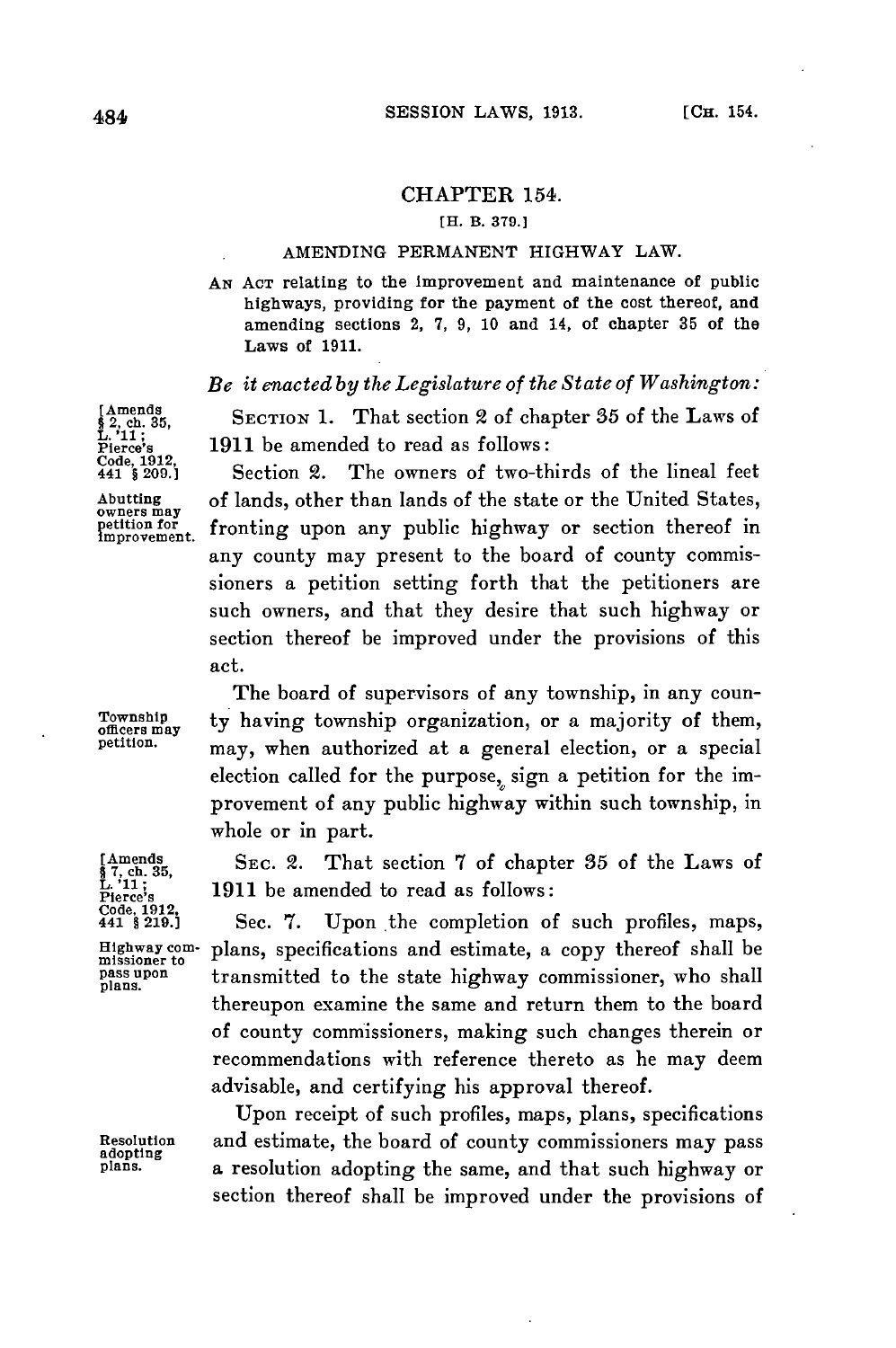## CHAPTER 154.

[H. B. 379.]

### AMENDING PERMANENT HIGHWAY LAW.

AN ACT relating to the improvement and maintenance of public highways, providing for the payment of the cost thereof, and amending sections 2, 7, 9, 10 and 14, of chapter 35 of the Laws of 1911.

*Be it enacted by the Legislature of the State of Washington:*

[Amends § 2, ch. 35, L. '11; Pierce's Code, 1912, 441 § 209.]

SECTION 1. That section 2 of chapter 35 of the Laws of 1911 be amended to read as follows:

Abutting owners may petition for improvement.

Section 2. The owners of two-thirds of the lineal feet of lands, other than lands of the state or the United States, fronting upon any public highway or section thereof in any county may present to the board of county commissioners a petition setting forth that the petitioners are such owners, and that they desire that such highway or section thereof be improved under the provisions of this act.

Township officers may petition.

The board of supervisors of any township, in any county having township organization, or a majority of them, may, when authorized at a general election, or a special election called for the purpose, sign a petition for the improvement of any public highway within such township, in whole or in part.

[Amends § 7, ch. 35, L. '11; Pierce's Code, 1912, 441 § 219.]

SEC. 2. That section 7 of chapter 35 of the Laws of 1911 be amended to read as follows:

Highway commissioner to pass upon plans.

Sec. 7. Upon the completion of such profiles, maps, plans, specifications and estimate, a copy thereof shall be transmitted to the state highway commissioner, who shall thereupon examine the same and return them to the board of county commissioners, making such changes therein or recommendations with reference thereto as he may deem advisable, and certifying his approval thereof.

Resolution adopting plans.

Upon receipt of such profiles, maps, plans, specifications and estimate, the board of county commissioners may pass a resolution adopting the same, and that such highway or section thereof shall be improved under the provisions of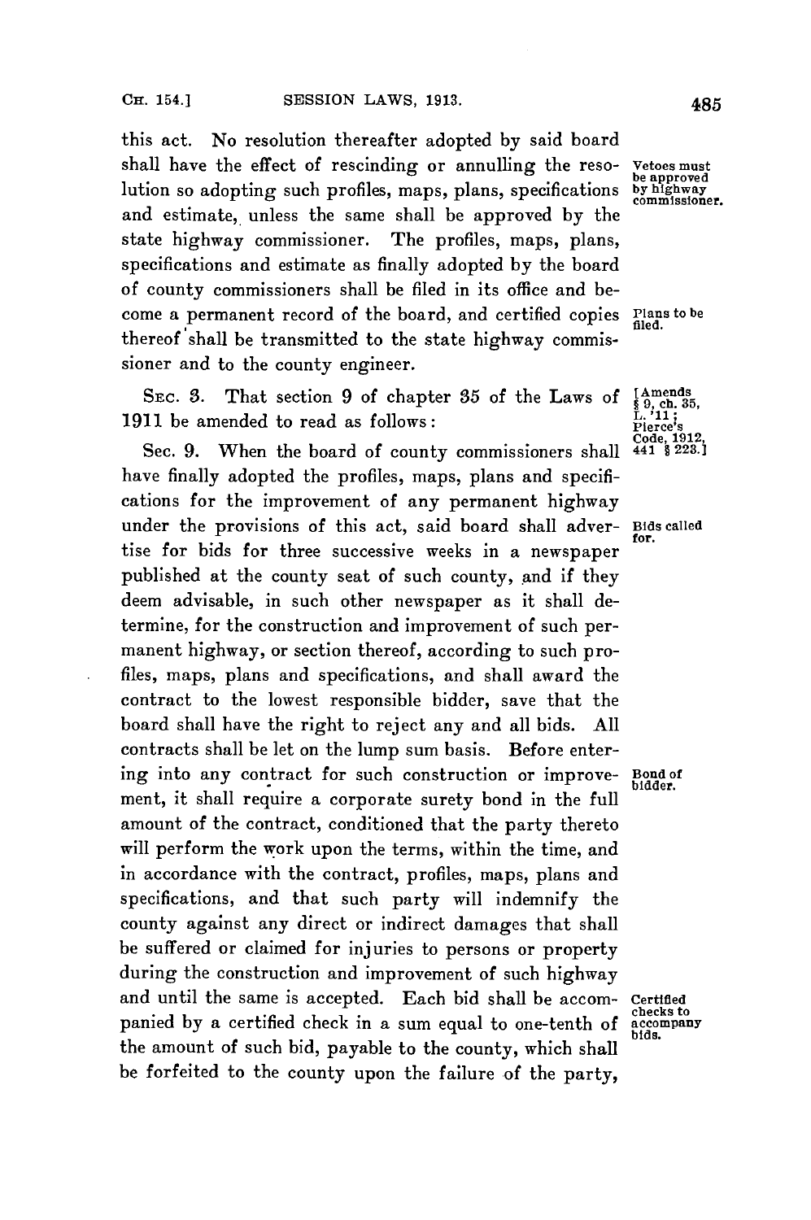this act. No resolution thereafter adopted by said board shall have the effect of rescinding or annulling the resolution so adopting such profiles, maps, plans, specifications and estimate, unless the same shall be approved by the state highway commissioner. The profiles, maps, plans, specifications and estimate as finally adopted by the board of county commissioners shall be filed in its office and become a permanent record of the board, and certified copies thereof shall be transmitted to the state highway commissioner and to the county engineer.

*Vetoes must be approved by highway commissioner.*

*Plans to be filed.*

SEC. 3. That section 9 of chapter 35 of the Laws of 1911 be amended to read as follows:

*[Amends § 9, ch. 35, L. '11; Pierce's Code, 1912, 441 § 223.]*

Sec. 9. When the board of county commissioners shall have finally adopted the profiles, maps, plans and specifications for the improvement of any permanent highway under the provisions of this act, said board shall advertise for bids for three successive weeks in a newspaper published at the county seat of such county, and if they deem advisable, in such other newspaper as it shall determine, for the construction and improvement of such permanent highway, or section thereof, according to such profiles, maps, plans and specifications, and shall award the contract to the lowest responsible bidder, save that the board shall have the right to reject any and all bids. All contracts shall be let on the lump sum basis. Before entering into any contract for such construction or improvement, it shall require a corporate surety bond in the full amount of the contract, conditioned that the party thereto will perform the work upon the terms, within the time, and in accordance with the contract, profiles, maps, plans and specifications, and that such party will indemnify the county against any direct or indirect damages that shall be suffered or claimed for injuries to persons or property during the construction and improvement of such highway and until the same is accepted. Each bid shall be accompanied by a certified check in a sum equal to one-tenth of the amount of such bid, payable to the county, which shall be forfeited to the county upon the failure of the party,

*Bids called for.*

*Bond of bidder.*

*Certified checks to accompany bids.*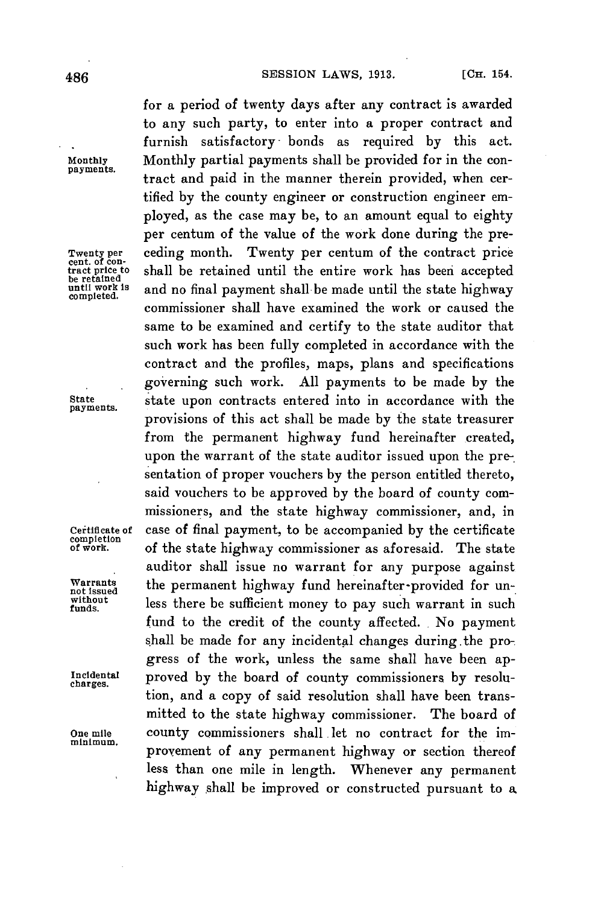for a period of twenty days after any contract is awarded to any such party, to enter into a proper contract and furnish satisfactory bonds as required by this act. Monthly partial payments shall be provided for in the contract and paid in the manner therein provided, when certified by the county engineer or construction engineer employed, as the case may be, to an amount equal to eighty per centum of the value of the work done during the preceding month. Twenty per centum of the contract price shall be retained until the entire work has been accepted and no final payment shall be made until the state highway commissioner shall have examined the work or caused the same to be examined and certify to the state auditor that such work has been fully completed in accordance with the contract and the profiles, maps, plans and specifications governing such work. All payments to be made by the state upon contracts entered into in accordance with the provisions of this act shall be made by the state treasurer from the permanent highway fund hereinafter created, upon the warrant of the state auditor issued upon the presentation of proper vouchers by the person entitled thereto, said vouchers to be approved by the board of county commissioners, and the state highway commissioner, and, in case of final payment, to be accompanied by the certificate of the state highway commissioner as aforesaid. The state auditor shall issue no warrant for any purpose against the permanent highway fund hereinafter provided for unless there be sufficient money to pay such warrant in such fund to the credit of the county affected. No payment shall be made for any incidental changes during the progress of the work, unless the same shall have been approved by the board of county commissioners by resolution, and a copy of said resolution shall have been transmitted to the state highway commissioner. The board of county commissioners shall let no contract for the improvement of any permanent highway or section thereof less than one mile in length. Whenever any permanent highway shall be improved or constructed pursuant to a

*Monthly payments.*

*Twenty per cent. of contract price to be retained until work is completed.*

*State payments.*

*Certificate of completion of work.*

*Warrants not issued without funds.*

*Incidental charges.*

*One mile minimum.*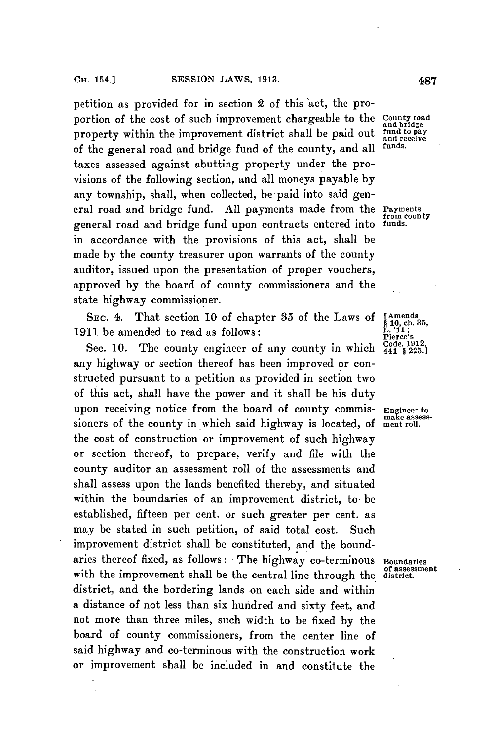petition as provided for in section 2 of this act, the proportion of the cost of such improvement chargeable to the property within the improvement district shall be paid out of the general road and bridge fund of the county, and all taxes assessed against abutting property under the provisions of the following section, and all moneys payable by any township, shall, when collected, be paid into said general road and bridge fund. All payments made from the general road and bridge fund upon contracts entered into in accordance with the provisions of this act, shall be made by the county treasurer upon warrants of the county auditor, issued upon the presentation of proper vouchers, approved by the board of county commissioners and the state highway commissioner.

*County road and bridge fund to pay and receive funds.*

*Payments from county funds.*

SEC. 4. That section 10 of chapter 35 of the Laws of 1911 be amended to read as follows:

*[Amends § 10, ch. 35, L. '11; Pierce's Code, 1912, 441 § 225.]*

Sec. 10. The county engineer of any county in which any highway or section thereof has been improved or constructed pursuant to a petition as provided in section two of this act, shall have the power and it shall be his duty upon receiving notice from the board of county commissioners of the county in which said highway is located, of the cost of construction or improvement of such highway or section thereof, to prepare, verify and file with the county auditor an assessment roll of the assessments and shall assess upon the lands benefited thereby, and situated within the boundaries of an improvement district, to be established, fifteen per cent. or such greater per cent. as may be stated in such petition, of said total cost. Such improvement district shall be constituted, and the boundaries thereof fixed, as follows: The highway co-terminous with the improvement shall be the central line through the district, and the bordering lands on each side and within a distance of not less than six hundred and sixty feet, and not more than three miles, such width to be fixed by the board of county commissioners, from the center line of said highway and co-terminous with the construction work or improvement shall be included in and constitute the

*Engineer to make assessment roll.*

*Boundaries of assessment district.*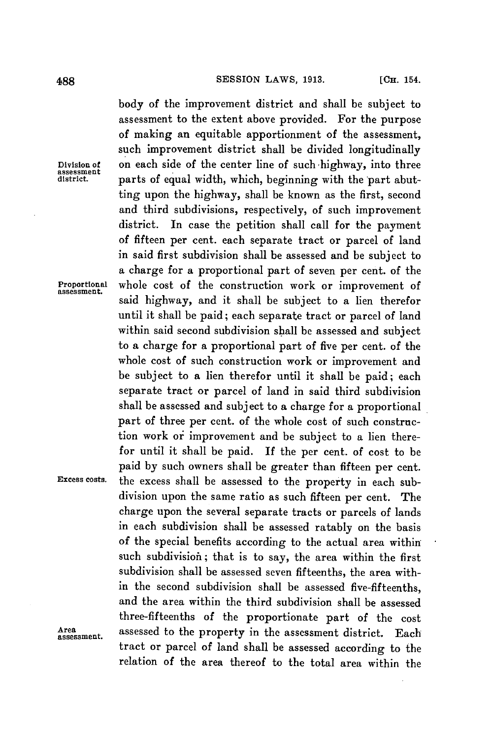body of the improvement district and shall be subject to assessment to the extent above provided. For the purpose of making an equitable apportionment of the assessment, such improvement district shall be divided longitudinally on each side of the center line of such highway, into three parts of equal width, which, beginning with the part abutting upon the highway, shall be known as the first, second and third subdivisions, respectively, of such improvement district. In case the petition shall call for the payment of fifteen per cent. each separate tract or parcel of land in said first subdivision shall be assessed and be subject to a charge for a proportional part of seven per cent. of the whole cost of the construction work or improvement of said highway, and it shall be subject to a lien therefor until it shall be paid; each separate tract or parcel of land within said second subdivision shall be assessed and subject to a charge for a proportional part of five per cent. of the whole cost of such construction work or improvement and be subject to a lien therefor until it shall be paid; each separate tract or parcel of land in said third subdivision shall be assessed and subject to a charge for a proportional part of three per cent. of the whole cost of such construction work or improvement and be subject to a lien therefor until it shall be paid. If the per cent. of cost to be paid by such owners shall be greater than fifteen per cent. the excess shall be assessed to the property in each subdivision upon the same ratio as such fifteen per cent. The charge upon the several separate tracts or parcels of lands in each subdivision shall be assessed ratably on the basis of the special benefits according to the actual area within such subdivision; that is to say, the area within the first subdivision shall be assessed seven fifteenths, the area within the second subdivision shall be assessed five-fifteenths, and the area within the third subdivision shall be assessed three-fifteenths of the proportionate part of the cost assessed to the property in the assessment district. Each tract or parcel of land shall be assessed according to the relation of the area thereof to the total area within the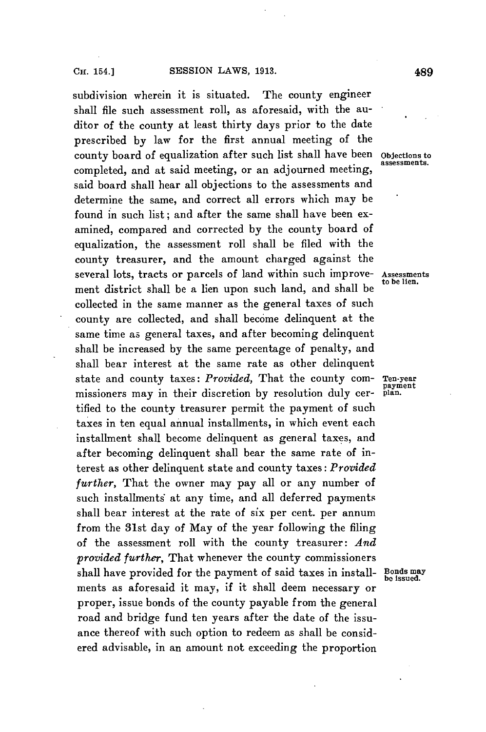subdivision wherein it is situated. The county engineer shall file such assessment roll, as aforesaid, with the auditor of the county at least thirty days prior to the date prescribed by law for the first annual meeting of the county board of equalization after such list shall have been completed, and at said meeting, or an adjourned meeting, said board shall hear all objections to the assessments and determine the same, and correct all errors which may be found in such list; and after the same shall have been examined, compared and corrected by the county board of equalization, the assessment roll shall be filed with the county treasurer, and the amount charged against the several lots, tracts or parcels of land within such improvement district shall be a lien upon such land, and shall be collected in the same manner as the general taxes of such county are collected, and shall become delinquent at the same time as general taxes, and after becoming delinquent shall be increased by the same percentage of penalty, and shall bear interest at the same rate as other delinquent state and county taxes: *Provided*, That the county commissioners may in their discretion by resolution duly certified to the county treasurer permit the payment of such taxes in ten equal annual installments, in which event each installment shall become delinquent as general taxes, and after becoming delinquent shall bear the same rate of interest as other delinquent state and county taxes: *Provided further*, That the owner may pay all or any number of such installments at any time, and all deferred payments shall bear interest at the rate of six per cent. per annum from the 31st day of May of the year following the filing of the assessment roll with the county treasurer: *And provided further*, That whenever the county commissioners shall have provided for the payment of said taxes in installments as aforesaid it may, if it shall deem necessary or proper, issue bonds of the county payable from the general road and bridge fund ten years after the date of the issuance thereof with such option to redeem as shall be considered advisable, in an amount not exceeding the proportion

Objections to assessments.

Assessments to be lien.

Ten-year payment plan.

Bonds may be issued.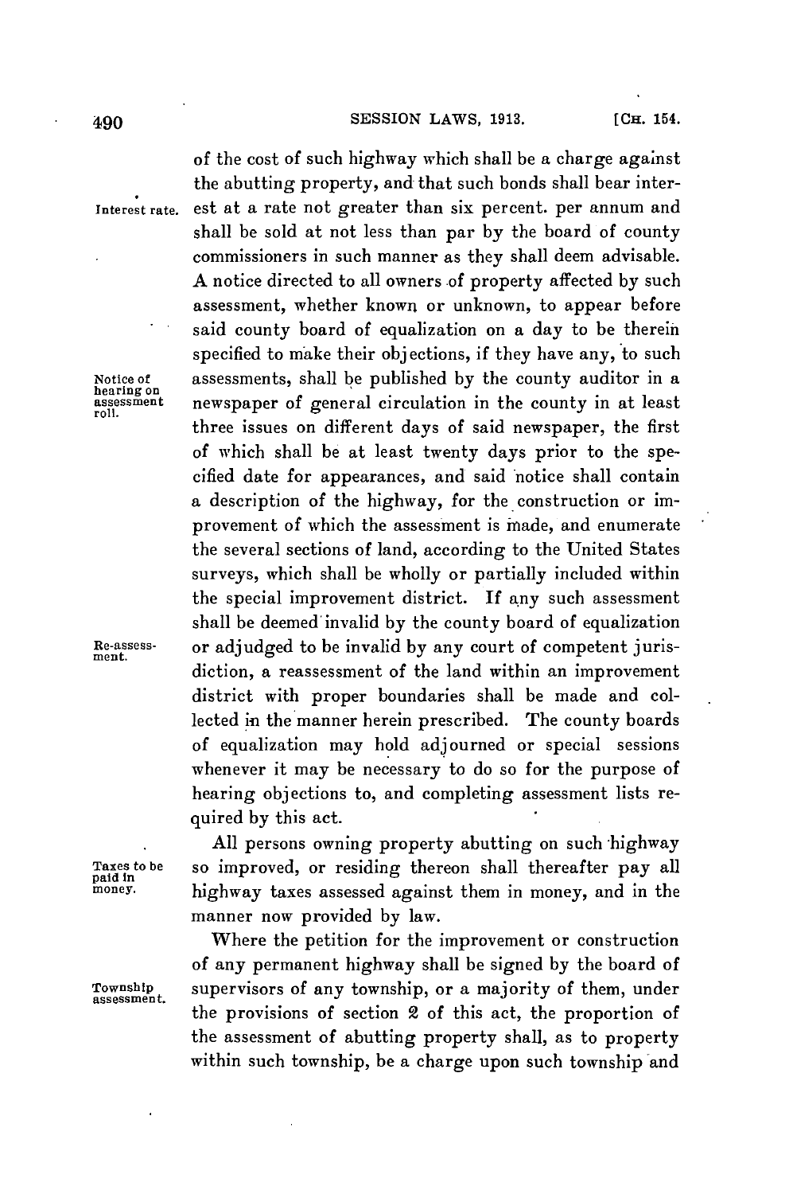of the cost of such highway which shall be a charge against the abutting property, and that such bonds shall bear interest at a rate not greater than six percent. per annum and shall be sold at not less than par by the board of county commissioners in such manner as they shall deem advisable. A notice directed to all owners of property affected by such assessment, whether known or unknown, to appear before said county board of equalization on a day to be therein specified to make their objections, if they have any, to such assessments, shall be published by the county auditor in a newspaper of general circulation in the county in at least three issues on different days of said newspaper, the first of which shall be at least twenty days prior to the specified date for appearances, and said notice shall contain a description of the highway, for the construction or improvement of which the assessment is made, and enumerate the several sections of land, according to the United States surveys, which shall be wholly or partially included within the special improvement district. If any such assessment shall be deemed invalid by the county board of equalization or adjudged to be invalid by any court of competent jurisdiction, a reassessment of the land within an improvement district with proper boundaries shall be made and collected in the manner herein prescribed. The county boards of equalization may hold adjourned or special sessions whenever it may be necessary to do so for the purpose of hearing objections to, and completing assessment lists required by this act.

*Interest rate.*

*Notice of hearing on assessment roll.*

*Re-assessment.*

All persons owning property abutting on such highway so improved, or residing thereon shall thereafter pay all highway taxes assessed against them in money, and in the manner now provided by law.

*Taxes to be paid in money.*

Where the petition for the improvement or construction of any permanent highway shall be signed by the board of supervisors of any township, or a majority of them, under the provisions of section 2 of this act, the proportion of the assessment of abutting property shall, as to property within such township, be a charge upon such township and

*Township assessment.*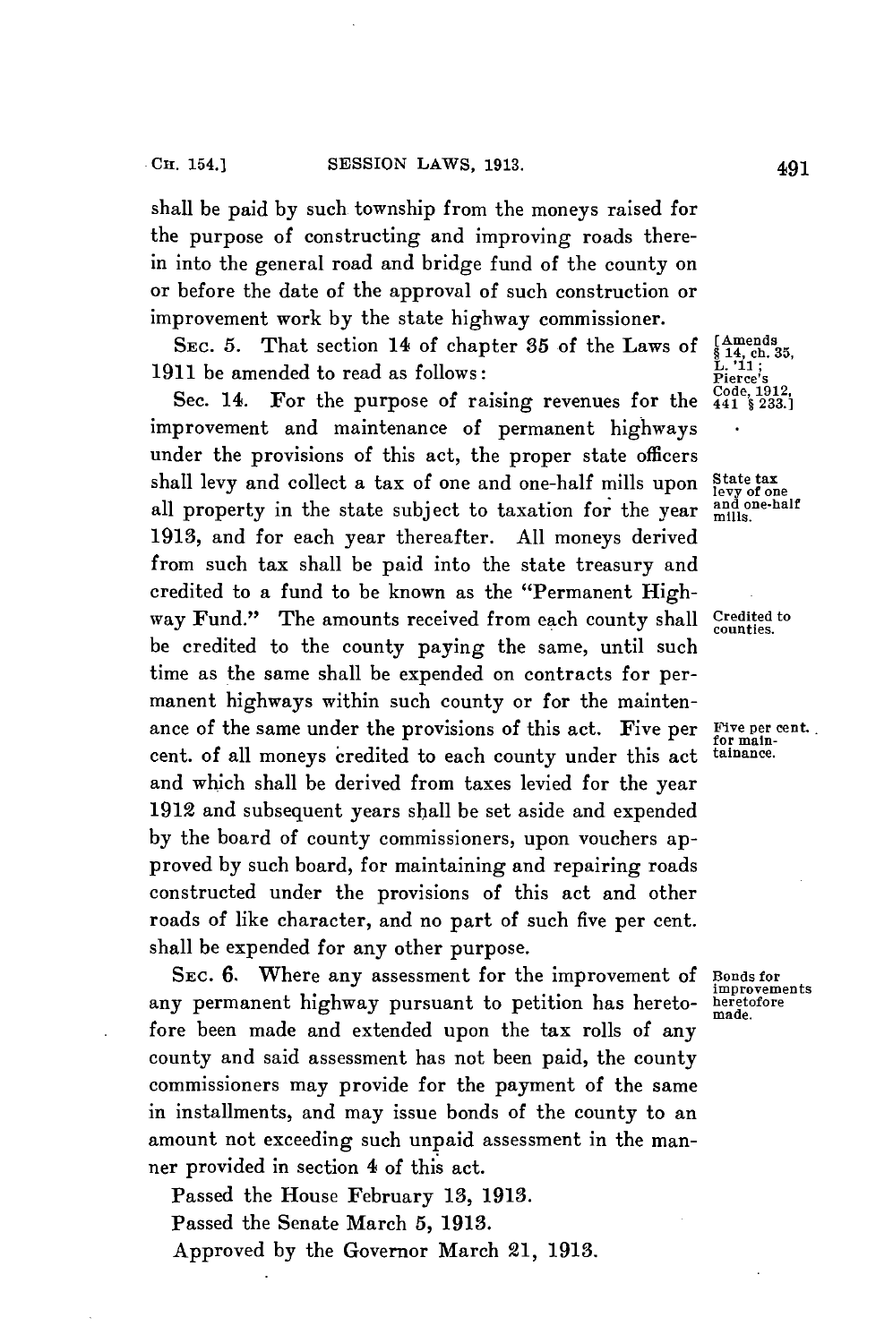shall be paid by such township from the moneys raised for the purpose of constructing and improving roads therein into the general road and bridge fund of the county on or before the date of the approval of such construction or improvement work by the state highway commissioner.

SEC. 5. That section 14 of chapter 35 of the Laws of 1911 be amended to read as follows:

[Amends § 14, ch. 35, L. '11; Pierce's Code, 1912, 441 § 233.]

Sec. 14. For the purpose of raising revenues for the improvement and maintenance of permanent highways under the provisions of this act, the proper state officers shall levy and collect a tax of one and one-half mills upon all property in the state subject to taxation for the year 1913, and for each year thereafter. All moneys derived from such tax shall be paid into the state treasury and credited to a fund to be known as the "Permanent Highway Fund." The amounts received from each county shall be credited to the county paying the same, until such time as the same shall be expended on contracts for permanent highways within such county or for the maintenance of the same under the provisions of this act. Five per cent. of all moneys credited to each county under this act and which shall be derived from taxes levied for the year 1912 and subsequent years shall be set aside and expended by the board of county commissioners, upon vouchers approved by such board, for maintaining and repairing roads constructed under the provisions of this act and other roads of like character, and no part of such five per cent. shall be expended for any other purpose.

State tax levy of one and one-half mills.

Credited to counties.

Five per cent. for maintainance.

SEC. 6. Where any assessment for the improvement of any permanent highway pursuant to petition has heretofore been made and extended upon the tax rolls of any county and said assessment has not been paid, the county commissioners may provide for the payment of the same in installments, and may issue bonds of the county to an amount not exceeding such unpaid assessment in the manner provided in section 4 of this act.

Bonds for improvements heretofore made.

Passed the House February 13, 1913.

Passed the Senate March 5, 1913.

Approved by the Governor March 21, 1913.